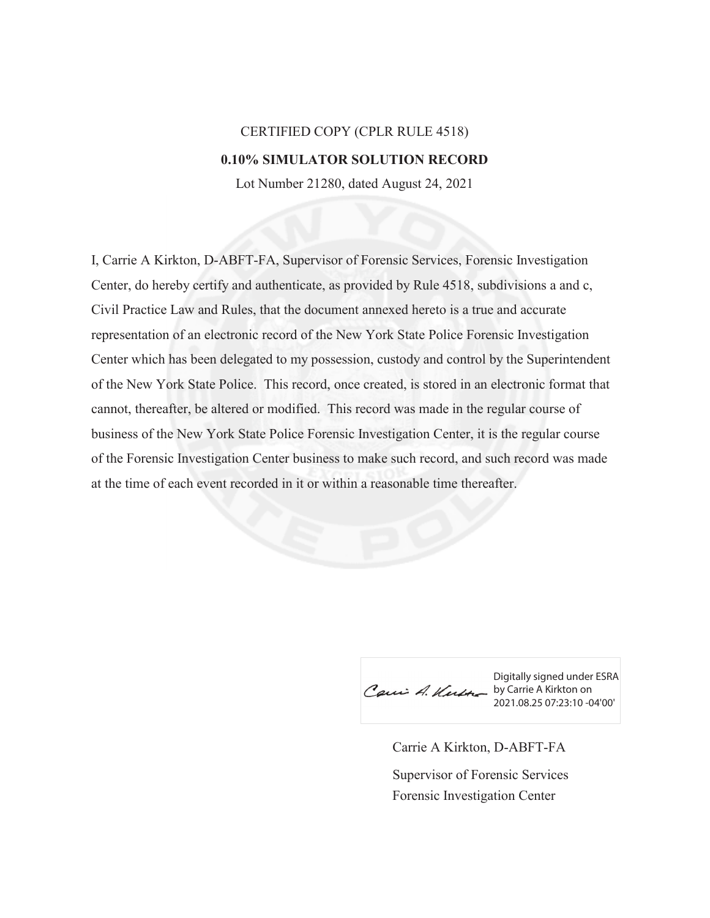CERTIFIED COPY (CPLR RULE 4518)

**0.10% SIMULATOR SOLUTION RECORD**

Lot Number 21280, dated August 24, 2021

I, Carrie A Kirkton, D-ABFT-FA, Supervisor of Forensic Services, Forensic Investigation Center, do hereby certify and authenticate, as provided by Rule 4518, subdivisions a and c, Civil Practice Law and Rules, that the document annexed hereto is a true and accurate representation of an electronic record of the New York State Police Forensic Investigation Center which has been delegated to my possession, custody and control by the Superintendent of the New York State Police. This record, once created, is stored in an electronic format that cannot, thereafter, be altered or modified. This record was made in the regular course of business of the New York State Police Forensic Investigation Center, it is the regular course of the Forensic Investigation Center business to make such record, and such record was made at the time of each event recorded in it or within a reasonable time thereafter.

Digitally signed under ESRA by Carrie A Kirkton on 2021.08.25 07:23:10 -04'00'

Carrie A Kirkton, D-ABFT-FA

Supervisor of Forensic Services

Forensic Investigation Center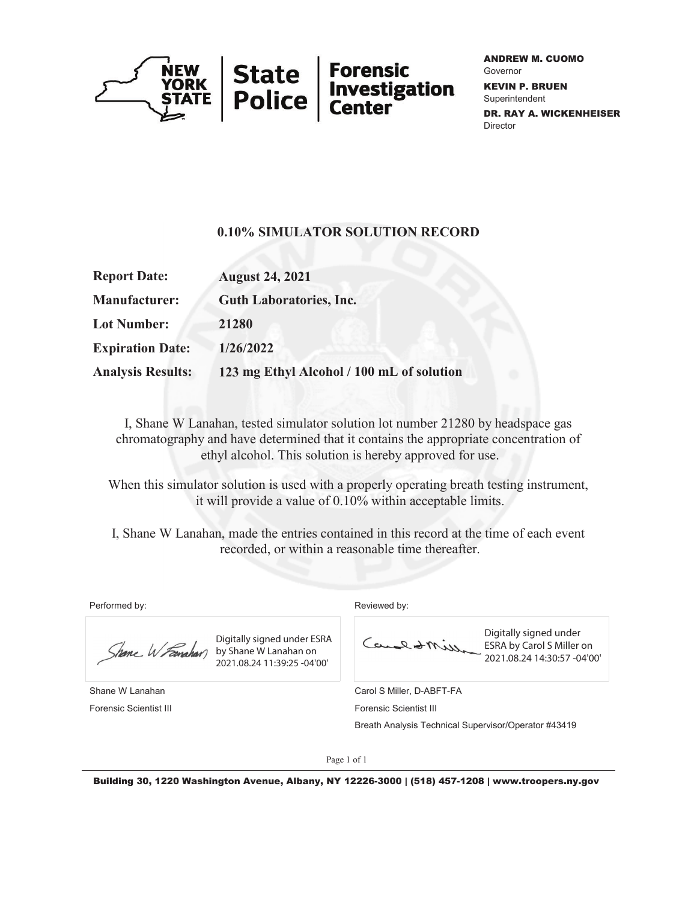New York State Police Forensic Investigation Center

**ANDREW M. CUOMO**
Governor
**KEVIN P. BRUEN**
Superintendent
**DR. RAY A. WICKENHEISER**
Director

## 0.10% SIMULATOR SOLUTION RECORD

| | |
|---|---|
| **Report Date:** | **August 24, 2021** |
| **Manufacturer:** | **Guth Laboratories, Inc.** |
| **Lot Number:** | **21280** |
| **Expiration Date:** | **1/26/2022** |
| **Analysis Results:** | **123 mg Ethyl Alcohol / 100 mL of solution** |

I, Shane W Lanahan, tested simulator solution lot number 21280 by headspace gas chromatography and have determined that it contains the appropriate concentration of ethyl alcohol. This solution is hereby approved for use.

When this simulator solution is used with a properly operating breath testing instrument, it will provide a value of 0.10% within acceptable limits.

I, Shane W Lanahan, made the entries contained in this record at the time of each event recorded, or within a reasonable time thereafter.

Performed by:

Digitally signed under ESRA by Shane W Lanahan on 2021.08.24 11:39:25 -04'00'

Shane W Lanahan
Forensic Scientist III

Reviewed by:

Digitally signed under ESRA by Carol S Miller on 2021.08.24 14:30:57 -04'00'

Carol S Miller, D-ABFT-FA
Forensic Scientist III
Breath Analysis Technical Supervisor/Operator #43419

Building 30, 1220 Washington Avenue, Albany, NY 12226-3000 | (518) 457-1208 | www.troopers.ny.gov